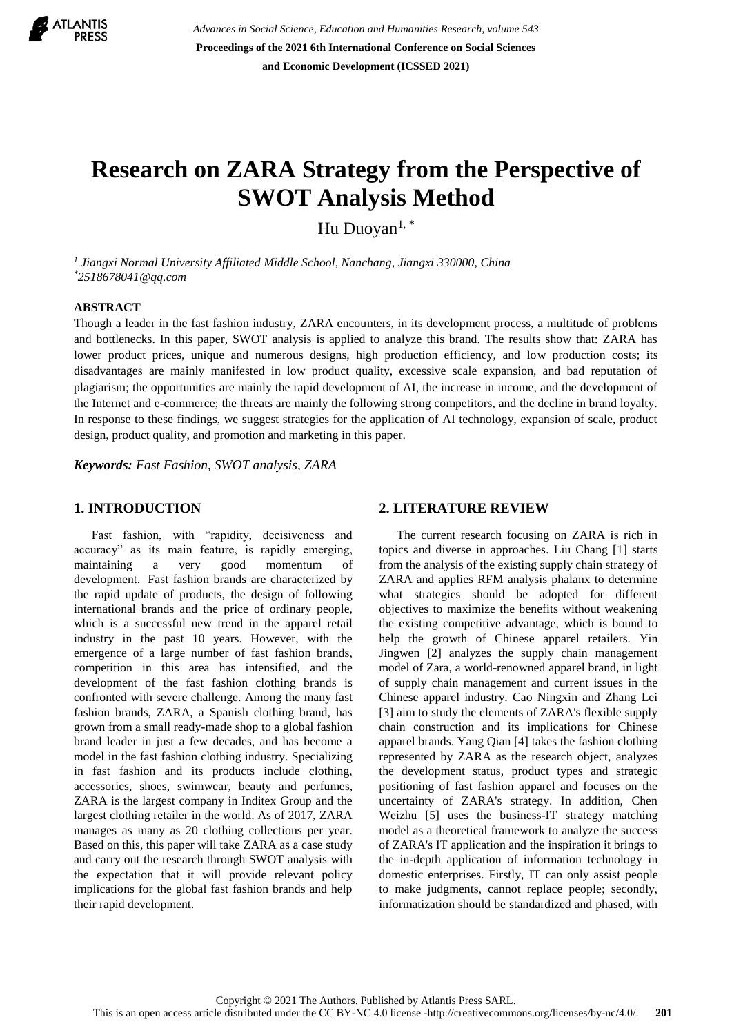// Page 1 of 5: heading, abstract, and two-column body (Introduction, Literature Review)
# Research on ZARA Strategy from the Perspective of SWOT Analysis Method

Hu Duoyan[1, *]

[1] Jiangxi Normal University Affiliated Middle School, Nanchang, Jiangxi 330000, China
[*]2518678041@qq.com

## ABSTRACT

Though a leader in the fast fashion industry, ZARA encounters, in its development process, a multitude of problems and bottlenecks. In this paper, SWOT analysis is applied to analyze this brand. The results show that: ZARA has lower product prices, unique and numerous designs, high production efficiency, and low production costs; its disadvantages are mainly manifested in low product quality, excessive scale expansion, and bad reputation of plagiarism; the opportunities are mainly the rapid development of AI, the increase in income, and the development of the Internet and e-commerce; the threats are mainly the following strong competitors, and the decline in brand loyalty. In response to these findings, we suggest strategies for the application of AI technology, expansion of scale, product design, product quality, and promotion and marketing in this paper.

***Keywords:*** *Fast Fashion, SWOT analysis, ZARA*

## 1. INTRODUCTION

Fast fashion, with "rapidity, decisiveness and accuracy" as its main feature, is rapidly emerging, maintaining a very good momentum of development. Fast fashion brands are characterized by the rapid update of products, the design of following international brands and the price of ordinary people, which is a successful new trend in the apparel retail industry in the past 10 years. However, with the emergence of a large number of fast fashion brands, competition in this area has intensified, and the development of the fast fashion clothing brands is confronted with severe challenge. Among the many fast fashion brands, ZARA, a Spanish clothing brand, has grown from a small ready-made shop to a global fashion brand leader in just a few decades, and has become a model in the fast fashion clothing industry. Specializing in fast fashion and its products include clothing, accessories, shoes, swimwear, beauty and perfumes, ZARA is the largest company in Inditex Group and the largest clothing retailer in the world. As of 2017, ZARA manages as many as 20 clothing collections per year. Based on this, this paper will take ZARA as a case study and carry out the research through SWOT analysis with the expectation that it will provide relevant policy implications for the global fast fashion brands and help their rapid development.

## 2. LITERATURE REVIEW

The current research focusing on ZARA is rich in topics and diverse in approaches. Liu Chang [1] starts from the analysis of the existing supply chain strategy of ZARA and applies RFM analysis phalanx to determine what strategies should be adopted for different objectives to maximize the benefits without weakening the existing competitive advantage, which is bound to help the growth of Chinese apparel retailers. Yin Jingwen [2] analyzes the supply chain management model of Zara, a world-renowned apparel brand, in light of supply chain management and current issues in the Chinese apparel industry. Cao Ningxin and Zhang Lei [3] aim to study the elements of ZARA's flexible supply chain construction and its implications for Chinese apparel brands. Yang Qian [4] takes the fashion clothing represented by ZARA as the research object, analyzes the development status, product types and strategic positioning of fast fashion apparel and focuses on the uncertainty of ZARA's strategy. In addition, Chen Weizhu [5] uses the business-IT strategy matching model as a theoretical framework to analyze the success of ZARA's IT application and the inspiration it brings to the in-depth application of information technology in domestic enterprises. Firstly, IT can only assist people to make judgments, cannot replace people; secondly, informatization should be standardized and phased, with

Copyright © 2021 The Authors. Published by Atlantis Press SARL.
This is an open access article distributed under the CC BY-NC 4.0 license -http://creativecommons.org/licenses/by-nc/4.0/.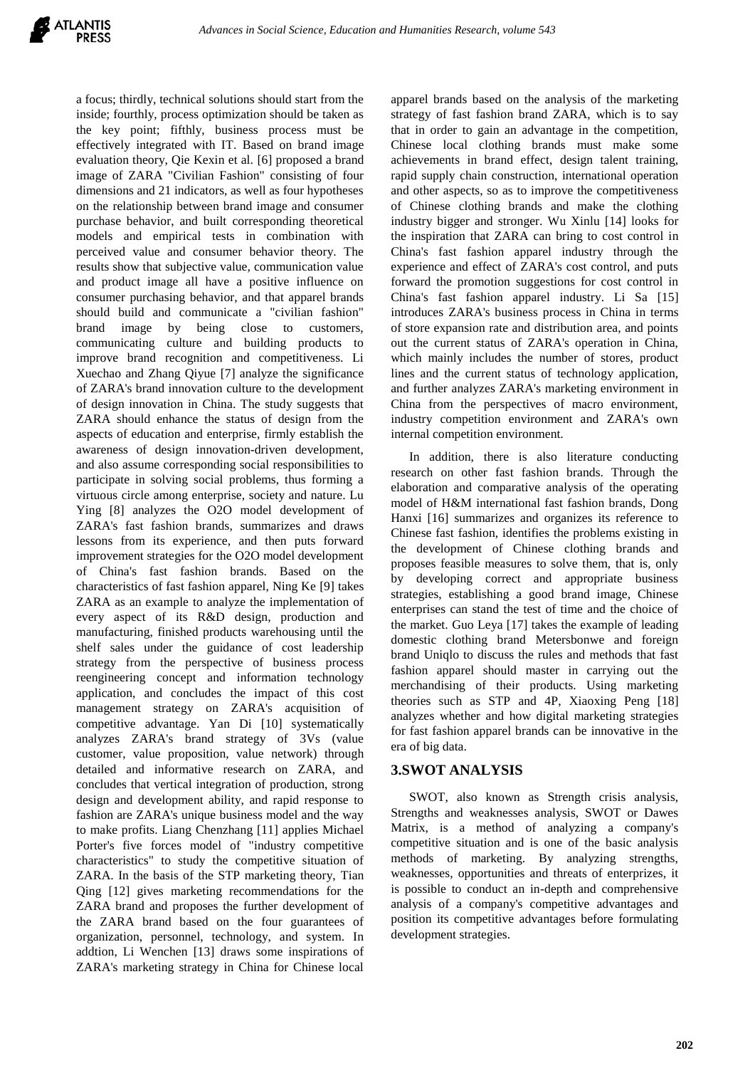a focus; thirdly, technical solutions should start from the inside; fourthly, process optimization should be taken as the key point; fifthly, business process must be effectively integrated with IT. Based on brand image evaluation theory, Qie Kexin et al. [6] proposed a brand image of ZARA "Civilian Fashion" consisting of four dimensions and 21 indicators, as well as four hypotheses on the relationship between brand image and consumer purchase behavior, and built corresponding theoretical models and empirical tests in combination with perceived value and consumer behavior theory. The results show that subjective value, communication value and product image all have a positive influence on consumer purchasing behavior, and that apparel brands should build and communicate a "civilian fashion" brand image by being close to customers, communicating culture and building products to improve brand recognition and competitiveness. Li Xuechao and Zhang Qiyue [7] analyze the significance of ZARA's brand innovation culture to the development of design innovation in China. The study suggests that ZARA should enhance the status of design from the aspects of education and enterprise, firmly establish the awareness of design innovation-driven development, and also assume corresponding social responsibilities to participate in solving social problems, thus forming a virtuous circle among enterprise, society and nature. Lu Ying [8] analyzes the O2O model development of ZARA's fast fashion brands, summarizes and draws lessons from its experience, and then puts forward improvement strategies for the O2O model development of China's fast fashion brands. Based on the characteristics of fast fashion apparel, Ning Ke [9] takes ZARA as an example to analyze the implementation of every aspect of its R&D design, production and manufacturing, finished products warehousing until the shelf sales under the guidance of cost leadership strategy from the perspective of business process reengineering concept and information technology application, and concludes the impact of this cost management strategy on ZARA's acquisition of competitive advantage. Yan Di [10] systematically analyzes ZARA's brand strategy of 3Vs (value customer, value proposition, value network) through detailed and informative research on ZARA, and concludes that vertical integration of production, strong design and development ability, and rapid response to fashion are ZARA's unique business model and the way to make profits. Liang Chenzhang [11] applies Michael Porter's five forces model of "industry competitive characteristics" to study the competitive situation of ZARA. In the basis of the STP marketing theory, Tian Qing [12] gives marketing recommendations for the ZARA brand and proposes the further development of the ZARA brand based on the four guarantees of organization, personnel, technology, and system. In addtion, Li Wenchen [13] draws some inspirations of ZARA's marketing strategy in China for Chinese local apparel brands based on the analysis of the marketing strategy of fast fashion brand ZARA, which is to say that in order to gain an advantage in the competition, Chinese local clothing brands must make some achievements in brand effect, design talent training, rapid supply chain construction, international operation and other aspects, so as to improve the competitiveness of Chinese clothing brands and make the clothing industry bigger and stronger. Wu Xinlu [14] looks for the inspiration that ZARA can bring to cost control in China's fast fashion apparel industry through the experience and effect of ZARA's cost control, and puts forward the promotion suggestions for cost control in China's fast fashion apparel industry. Li Sa [15] introduces ZARA's business process in China in terms of store expansion rate and distribution area, and points out the current status of ZARA's operation in China, which mainly includes the number of stores, product lines and the current status of technology application, and further analyzes ZARA's marketing environment in China from the perspectives of macro environment, industry competition environment and ZARA's own internal competition environment.

In addition, there is also literature conducting research on other fast fashion brands. Through the elaboration and comparative analysis of the operating model of H&M international fast fashion brands, Dong Hanxi [16] summarizes and organizes its reference to Chinese fast fashion, identifies the problems existing in the development of Chinese clothing brands and proposes feasible measures to solve them, that is, only by developing correct and appropriate business strategies, establishing a good brand image, Chinese enterprises can stand the test of time and the choice of the market. Guo Leya [17] takes the example of leading domestic clothing brand Metersbonwe and foreign brand Uniqlo to discuss the rules and methods that fast fashion apparel should master in carrying out the merchandising of their products. Using marketing theories such as STP and 4P, Xiaoxing Peng [18] analyzes whether and how digital marketing strategies for fast fashion apparel brands can be innovative in the era of big data.

## 3.SWOT ANALYSIS

SWOT, also known as Strength crisis analysis, Strengths and weaknesses analysis, SWOT or Dawes Matrix, is a method of analyzing a company's competitive situation and is one of the basic analysis methods of marketing. By analyzing strengths, weaknesses, opportunities and threats of enterprizes, it is possible to conduct an in-depth and comprehensive analysis of a company's competitive advantages and position its competitive advantages before formulating development strategies.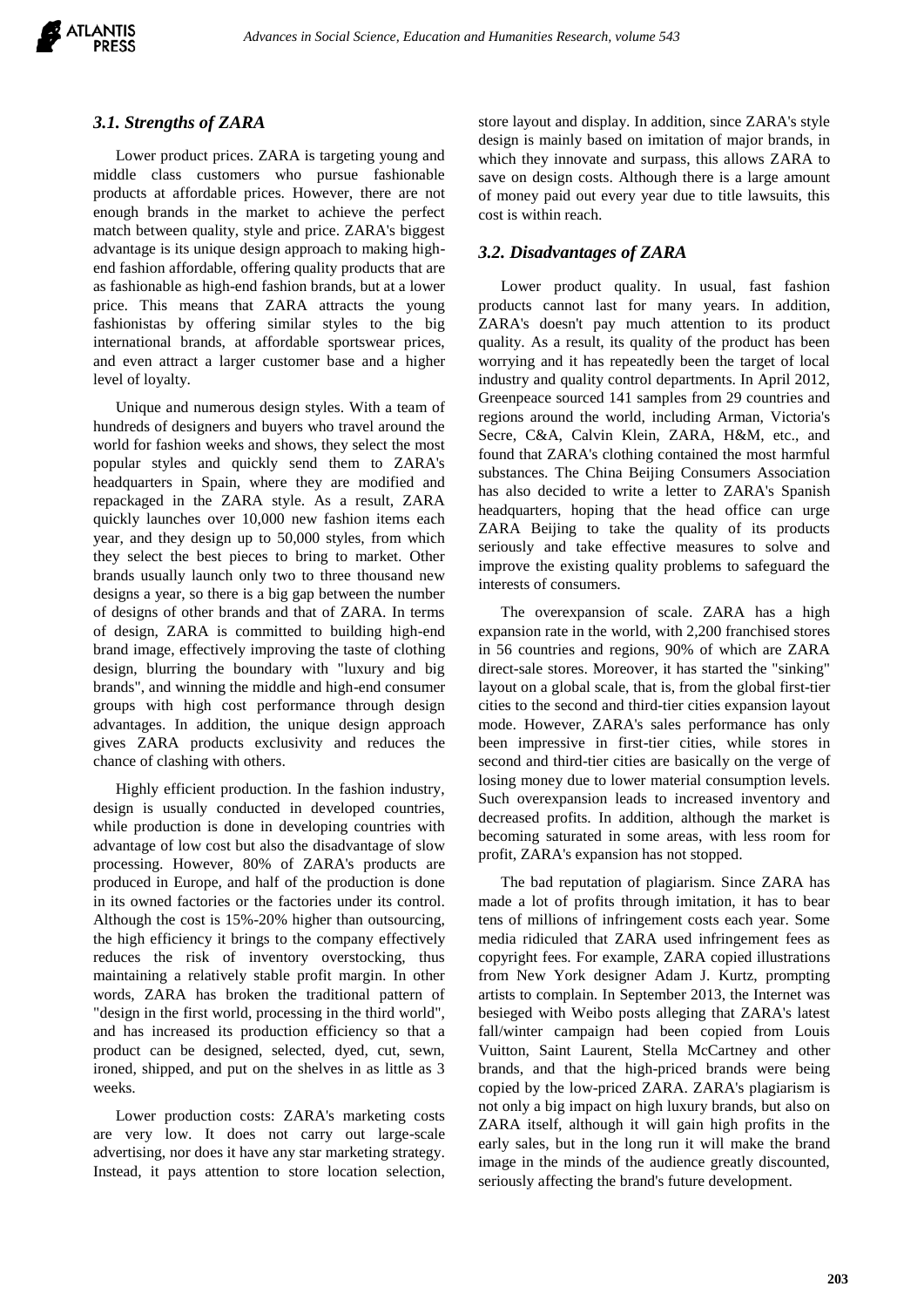### *3.1. Strengths of ZARA*

Lower product prices. ZARA is targeting young and middle class customers who pursue fashionable products at affordable prices. However, there are not enough brands in the market to achieve the perfect match between quality, style and price. ZARA's biggest advantage is its unique design approach to making high-end fashion affordable, offering quality products that are as fashionable as high-end fashion brands, but at a lower price. This means that ZARA attracts the young fashionistas by offering similar styles to the big international brands, at affordable sportswear prices, and even attract a larger customer base and a higher level of loyalty.

Unique and numerous design styles. With a team of hundreds of designers and buyers who travel around the world for fashion weeks and shows, they select the most popular styles and quickly send them to ZARA's headquarters in Spain, where they are modified and repackaged in the ZARA style. As a result, ZARA quickly launches over 10,000 new fashion items each year, and they design up to 50,000 styles, from which they select the best pieces to bring to market. Other brands usually launch only two to three thousand new designs a year, so there is a big gap between the number of designs of other brands and that of ZARA. In terms of design, ZARA is committed to building high-end brand image, effectively improving the taste of clothing design, blurring the boundary with "luxury and big brands", and winning the middle and high-end consumer groups with high cost performance through design advantages. In addition, the unique design approach gives ZARA products exclusivity and reduces the chance of clashing with others.

Highly efficient production. In the fashion industry, design is usually conducted in developed countries, while production is done in developing countries with advantage of low cost but also the disadvantage of slow processing. However, 80% of ZARA's products are produced in Europe, and half of the production is done in its owned factories or the factories under its control. Although the cost is 15%-20% higher than outsourcing, the high efficiency it brings to the company effectively reduces the risk of inventory overstocking, thus maintaining a relatively stable profit margin. In other words, ZARA has broken the traditional pattern of "design in the first world, processing in the third world", and has increased its production efficiency so that a product can be designed, selected, dyed, cut, sewn, ironed, shipped, and put on the shelves in as little as 3 weeks.

Lower production costs: ZARA's marketing costs are very low. It does not carry out large-scale advertising, nor does it have any star marketing strategy. Instead, it pays attention to store location selection, store layout and display. In addition, since ZARA's style design is mainly based on imitation of major brands, in which they innovate and surpass, this allows ZARA to save on design costs. Although there is a large amount of money paid out every year due to title lawsuits, this cost is within reach.

### *3.2. Disadvantages of ZARA*

Lower product quality. In usual, fast fashion products cannot last for many years. In addition, ZARA's doesn't pay much attention to its product quality. As a result, its quality of the product has been worrying and it has repeatedly been the target of local industry and quality control departments. In April 2012, Greenpeace sourced 141 samples from 29 countries and regions around the world, including Arman, Victoria's Secre, C&A, Calvin Klein, ZARA, H&M, etc., and found that ZARA's clothing contained the most harmful substances. The China Beijing Consumers Association has also decided to write a letter to ZARA's Spanish headquarters, hoping that the head office can urge ZARA Beijing to take the quality of its products seriously and take effective measures to solve and improve the existing quality problems to safeguard the interests of consumers.

The overexpansion of scale. ZARA has a high expansion rate in the world, with 2,200 franchised stores in 56 countries and regions, 90% of which are ZARA direct-sale stores. Moreover, it has started the "sinking" layout on a global scale, that is, from the global first-tier cities to the second and third-tier cities expansion layout mode. However, ZARA's sales performance has only been impressive in first-tier cities, while stores in second and third-tier cities are basically on the verge of losing money due to lower material consumption levels. Such overexpansion leads to increased inventory and decreased profits. In addition, although the market is becoming saturated in some areas, with less room for profit, ZARA's expansion has not stopped.

The bad reputation of plagiarism. Since ZARA has made a lot of profits through imitation, it has to bear tens of millions of infringement costs each year. Some media ridiculed that ZARA used infringement fees as copyright fees. For example, ZARA copied illustrations from New York designer Adam J. Kurtz, prompting artists to complain. In September 2013, the Internet was besieged with Weibo posts alleging that ZARA's latest fall/winter campaign had been copied from Louis Vuitton, Saint Laurent, Stella McCartney and other brands, and that the high-priced brands were being copied by the low-priced ZARA. ZARA's plagiarism is not only a big impact on high luxury brands, but also on ZARA itself, although it will gain high profits in the early sales, but in the long run it will make the brand image in the minds of the audience greatly discounted, seriously affecting the brand's future development.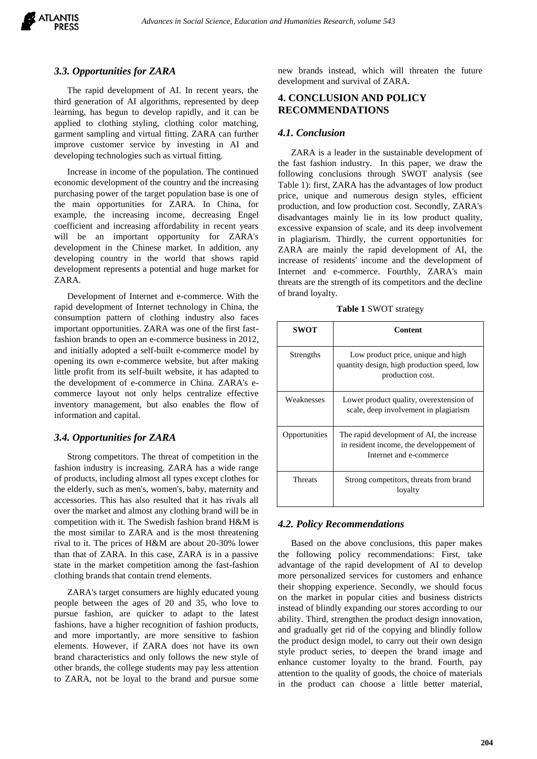### *3.3. Opportunities for ZARA*

The rapid development of AI. In recent years, the third generation of AI algorithms, represented by deep learning, has begun to develop rapidly, and it can be applied to clothing styling, clothing color matching, garment sampling and virtual fitting. ZARA can further improve customer service by investing in AI and developing technologies such as virtual fitting.

Increase in income of the population. The continued economic development of the country and the increasing purchasing power of the target population base is one of the main opportunities for ZARA. In China, for example, the increasing income, decreasing Engel coefficient and increasing affordability in recent years will be an important opportunity for ZARA's development in the Chinese market. In addition, any developing country in the world that shows rapid development represents a potential and huge market for ZARA.

Development of Internet and e-commerce. With the rapid development of Internet technology in China, the consumption pattern of clothing industry also faces important opportunities. ZARA was one of the first fast-fashion brands to open an e-commerce business in 2012, and initially adopted a self-built e-commerce model by opening its own e-commerce website, but after making little profit from its self-built website, it has adapted to the development of e-commerce in China. ZARA's e-commerce layout not only helps centralize effective inventory management, but also enables the flow of information and capital.

### *3.4. Opportunities for ZARA*

Strong competitors. The threat of competition in the fashion industry is increasing. ZARA has a wide range of products, including almost all types except clothes for the elderly, such as men's, women's, baby, maternity and accessories. This has also resulted that it has rivals all over the market and almost any clothing brand will be in competition with it. The Swedish fashion brand H&M is the most similar to ZARA and is the most threatening rival to it. The prices of H&M are about 20-30% lower than that of ZARA. In this case, ZARA is in a passive state in the market competition among the fast-fashion clothing brands that contain trend elements.

ZARA's target consumers are highly educated young people between the ages of 20 and 35, who love to pursue fashion, are quicker to adapt to the latest fashions, have a higher recognition of fashion products, and more importantly, are more sensitive to fashion elements. However, if ZARA does not have its own brand characteristics and only follows the new style of other brands, the college students may pay less attention to ZARA, not be loyal to the brand and pursue some new brands instead, which will threaten the future development and survival of ZARA.

## 4. CONCLUSION AND POLICY RECOMMENDATIONS

### *4.1. Conclusion*

ZARA is a leader in the sustainable development of the fast fashion industry. In this paper, we draw the following conclusions through SWOT analysis (see Table 1): first, ZARA has the advantages of low product price, unique and numerous design styles, efficient production, and low production cost. Secondly, ZARA's disadvantages mainly lie in its low product quality, excessive expansion of scale, and its deep involvement in plagiarism. Thirdly, the current opportunities for ZARA are mainly the rapid development of AI, the increase of residents' income and the development of Internet and e-commerce. Fourthly, ZARA's main threats are the strength of its competitors and the decline of brand loyalty.

**Table 1** SWOT strategy

| SWOT | Content |
|---|---|
| Strengths | Low product price, unique and high quantity design, high production speed, low production cost. |
| Weaknesses | Lower product quality, overextension of scale, deep involvement in plagiarism |
| Opportunities | The rapid development of AI, the increase in resident income, the developpement of Internet and e-commerce |
| Threats | Strong competitors, threats from brand loyalty |

### *4.2. Policy Recommendations*

Based on the above conclusions, this paper makes the following policy recommendations: First, take advantage of the rapid development of AI to develop more personalized services for customers and enhance their shopping experience. Secondly, we should focus on the market in popular cities and business districts instead of blindly expanding our stores according to our ability. Third, strengthen the product design innovation, and gradually get rid of the copying and blindly follow the product design model, to carry out their own design style product series, to deepen the brand image and enhance customer loyalty to the brand. Fourth, pay attention to the quality of goods, the choice of materials in the product can choose a little better material,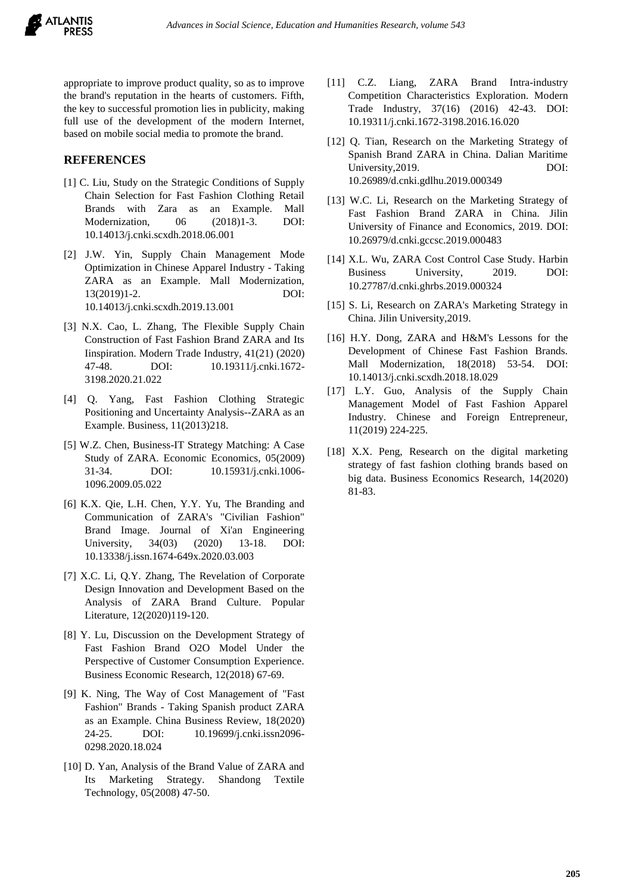appropriate to improve product quality, so as to improve the brand's reputation in the hearts of customers. Fifth, the key to successful promotion lies in publicity, making full use of the development of the modern Internet, based on mobile social media to promote the brand.

## REFERENCES

[1] C. Liu, Study on the Strategic Conditions of Supply Chain Selection for Fast Fashion Clothing Retail Brands with Zara as an Example. Mall Modernization, 06 (2018)1-3. DOI: 10.14013/j.cnki.scxdh.2018.06.001

[2] J.W. Yin, Supply Chain Management Mode Optimization in Chinese Apparel Industry - Taking ZARA as an Example. Mall Modernization, 13(2019)1-2. DOI: 10.14013/j.cnki.scxdh.2019.13.001

[3] N.X. Cao, L. Zhang, The Flexible Supply Chain Construction of Fast Fashion Brand ZARA and Its Iinspiration. Modern Trade Industry, 41(21) (2020) 47-48. DOI: 10.19311/j.cnki.1672-3198.2020.21.022

[4] Q. Yang, Fast Fashion Clothing Strategic Positioning and Uncertainty Analysis--ZARA as an Example. Business, 11(2013)218.

[5] W.Z. Chen, Business-IT Strategy Matching: A Case Study of ZARA. Economic Economics, 05(2009) 31-34. DOI: 10.15931/j.cnki.1006-1096.2009.05.022

[6] K.X. Qie, L.H. Chen, Y.Y. Yu, The Branding and Communication of ZARA's "Civilian Fashion" Brand Image. Journal of Xi'an Engineering University, 34(03) (2020) 13-18. DOI: 10.13338/j.issn.1674-649x.2020.03.003

[7] X.C. Li, Q.Y. Zhang, The Revelation of Corporate Design Innovation and Development Based on the Analysis of ZARA Brand Culture. Popular Literature, 12(2020)119-120.

[8] Y. Lu, Discussion on the Development Strategy of Fast Fashion Brand O2O Model Under the Perspective of Customer Consumption Experience. Business Economic Research, 12(2018) 67-69.

[9] K. Ning, The Way of Cost Management of "Fast Fashion" Brands - Taking Spanish product ZARA as an Example. China Business Review, 18(2020) 24-25. DOI: 10.19699/j.cnki.issn2096-0298.2020.18.024

[10] D. Yan, Analysis of the Brand Value of ZARA and Its Marketing Strategy. Shandong Textile Technology, 05(2008) 47-50.

[11] C.Z. Liang, ZARA Brand Intra-industry Competition Characteristics Exploration. Modern Trade Industry, 37(16) (2016) 42-43. DOI: 10.19311/j.cnki.1672-3198.2016.16.020

[12] Q. Tian, Research on the Marketing Strategy of Spanish Brand ZARA in China. Dalian Maritime University,2019. DOI: 10.26989/d.cnki.gdlhu.2019.000349

[13] W.C. Li, Research on the Marketing Strategy of Fast Fashion Brand ZARA in China. Jilin University of Finance and Economics, 2019. DOI: 10.26979/d.cnki.gccsc.2019.000483

[14] X.L. Wu, ZARA Cost Control Case Study. Harbin Business University, 2019. DOI: 10.27787/d.cnki.ghrbs.2019.000324

[15] S. Li, Research on ZARA's Marketing Strategy in China. Jilin University,2019.

[16] H.Y. Dong, ZARA and H&M's Lessons for the Development of Chinese Fast Fashion Brands. Mall Modernization, 18(2018) 53-54. DOI: 10.14013/j.cnki.scxdh.2018.18.029

[17] L.Y. Guo, Analysis of the Supply Chain Management Model of Fast Fashion Apparel Industry. Chinese and Foreign Entrepreneur, 11(2019) 224-225.

[18] X.X. Peng, Research on the digital marketing strategy of fast fashion clothing brands based on big data. Business Economics Research, 14(2020) 81-83.